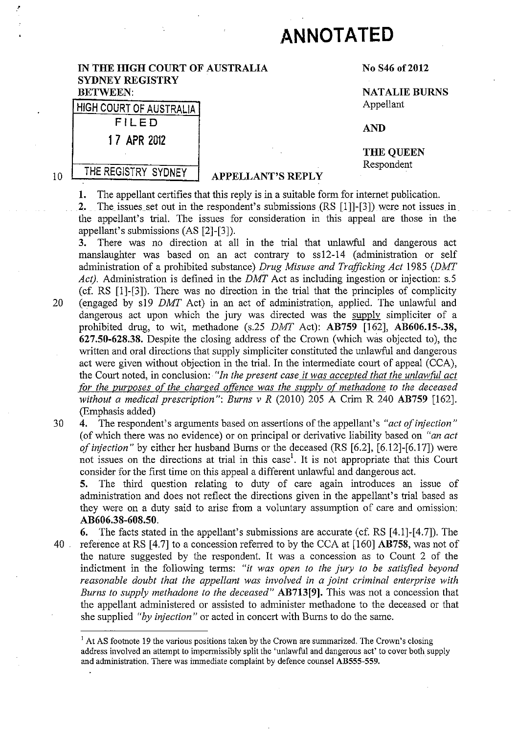# ANNOTATED

**IN THE HIGH COURT OF AUSTRALIA**
**SYDNEY REGISTRY**
**BETWEEN:**

HIGH COURT OF AUSTRALIA
FILED
17 APR 2012
THE REGISTRY SYDNEY

**No S46 of 2012**

**NATALIE BURNS**
Appellant

**AND**

**THE QUEEN**
Respondent

## APPELLANT'S REPLY

1. The appellant certifies that this reply is in a suitable form for internet publication.

2. The issues set out in the respondent's submissions (RS [1]-[3]) were not issues in the appellant's trial. The issues for consideration in this appeal are those in the appellant's submissions (AS [2]-[3]).

3. There was no direction at all in the trial that unlawful and dangerous act manslaughter was based on an act contrary to ss12-14 (administration or self administration of a prohibited substance) *Drug Misuse and Trafficking Act* 1985 (*DMT Act*). Administration is defined in the *DMT* Act as including ingestion or injection: s.5 (cf. RS [1]-[3]). There was no direction in the trial that the principles of complicity (engaged by s19 *DMT* Act) in an act of administration, applied. The unlawful and dangerous act upon which the jury was directed was the <u>supply</u> simpliciter of a prohibited drug, to wit, methadone (s.25 *DMT* Act): **AB759** [162], **AB606.15-.38, 627.50-628.38.** Despite the closing address of the Crown (which was objected to), the written and oral directions that supply simpliciter constituted the unlawful and dangerous act were given without objection in the trial. In the intermediate court of appeal (CCA), the Court noted, in conclusion: *"In the present case <u>it was accepted that the unlawful act for the purposes of the charged offence was the supply of methadone</u> to the deceased without a medical prescription"*: *Burns v R* (2010) 205 A Crim R 240 **AB759** [162]. (Emphasis added)

4. The respondent's arguments based on assertions of the appellant's *"act of injection"* (of which there was no evidence) or on principal or derivative liability based on *"an act of injection"* by either her husband Burns or the deceased (RS [6.2], [6.12]-[6.17]) were not issues on the directions at trial in this case[1]. It is not appropriate that this Court consider for the first time on this appeal a different unlawful and dangerous act.

5. The third question relating to duty of care again introduces an issue of administration and does not reflect the directions given in the appellant's trial based as they were on a duty said to arise from a voluntary assumption of care and omission: **AB606.38-608.50.**

6. The facts stated in the appellant's submissions are accurate (cf. RS [4.1]-[4.7]). The reference at RS [4.7] to a concession referred to by the CCA at [160] **AB758**, was not of the nature suggested by the respondent. It was a concession as to Count 2 of the indictment in the following terms: *"it was open to the jury to be satisfied beyond reasonable doubt that the appellant was involved in a joint criminal enterprise with Burns to supply methadone to the deceased"* **AB713[9].** This was not a concession that the appellant administered or assisted to administer methadone to the deceased or that she supplied *"by injection"* or acted in concert with Burns to do the same.

---

[1] At AS footnote 19 the various positions taken by the Crown are summarized. The Crown's closing address involved an attempt to impermissibly split the 'unlawful and dangerous act' to cover both supply and administration. There was immediate complaint by defence counsel AB555-559.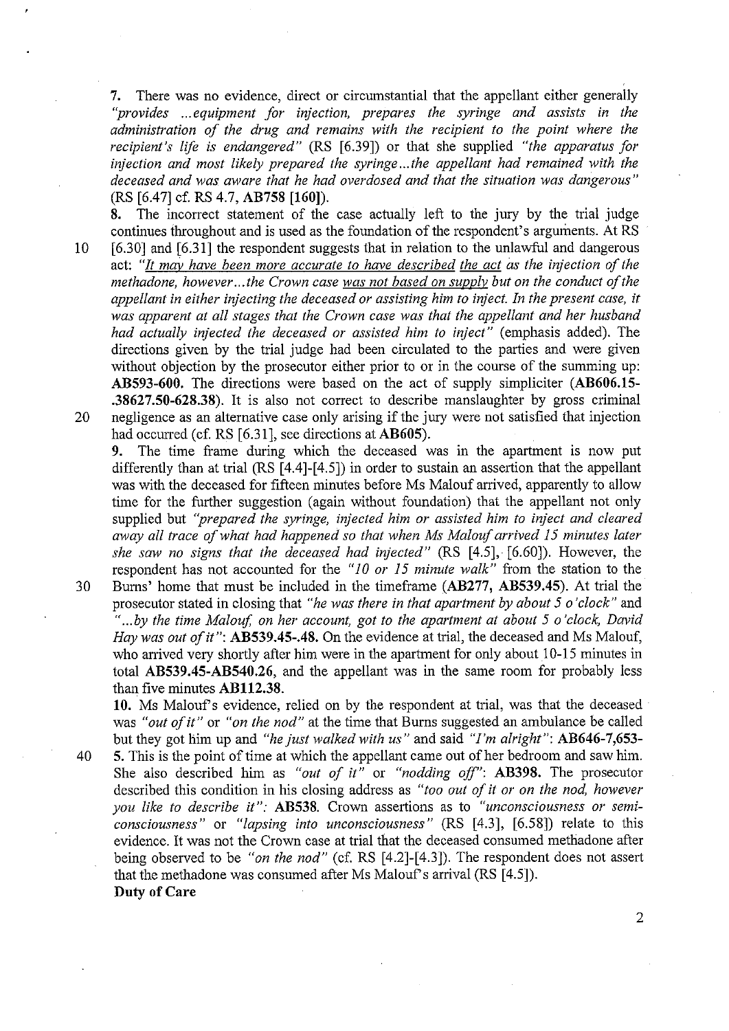**7.** There was no evidence, direct or circumstantial that the appellant either generally *"provides ...equipment for injection, prepares the syringe and assists in the administration of the drug and remains with the recipient to the point where the recipient's life is endangered"* (RS [6.39]) or that she supplied *"the apparatus for injection and most likely prepared the syringe...the appellant had remained with the deceased and was aware that he had overdosed and that the situation was dangerous"* (RS [6.47] cf. RS 4.7, **AB758 [160]**).

**8.** The incorrect statement of the case actually left to the jury by the trial judge continues throughout and is used as the foundation of the respondent's arguments. At RS [6.30] and [6.31] the respondent suggests that in relation to the unlawful and dangerous act: *"It may have been more accurate to have described the act as the injection of the methadone, however...the Crown case was not based on supply but on the conduct of the appellant in either injecting the deceased or assisting him to inject. In the present case, it was apparent at all stages that the Crown case was that the appellant and her husband had actually injected the deceased or assisted him to inject"* (emphasis added). The directions given by the trial judge had been circulated to the parties and were given without objection by the prosecutor either prior to or in the course of the summing up: **AB593-600.** The directions were based on the act of supply simpliciter (**AB606.15-.38627.50-628.38**). It is also not correct to describe manslaughter by gross criminal negligence as an alternative case only arising if the jury were not satisfied that injection had occurred (cf. RS [6.31], see directions at **AB605**).

**9.** The time frame during which the deceased was in the apartment is now put differently than at trial (RS [4.4]-[4.5]) in order to sustain an assertion that the appellant was with the deceased for fifteen minutes before Ms Malouf arrived, apparently to allow time for the further suggestion (again without foundation) that the appellant not only supplied but *"prepared the syringe, injected him or assisted him to inject and cleared away all trace of what had happened so that when Ms Malouf arrived 15 minutes later she saw no signs that the deceased had injected"* (RS [4.5], [6.60]). However, the respondent has not accounted for the *"10 or 15 minute walk"* from the station to the Burns' home that must be included in the timeframe (**AB277, AB539.45**). At trial the prosecutor stated in closing that *"he was there in that apartment by about 5 o'clock"* and *"...by the time Malouf, on her account, got to the apartment at about 5 o'clock, David Hay was out of it"*: **AB539.45-.48.** On the evidence at trial, the deceased and Ms Malouf, who arrived very shortly after him were in the apartment for only about 10-15 minutes in total **AB539.45-AB540.26**, and the appellant was in the same room for probably less than five minutes **AB112.38.**

**10.** Ms Malouf's evidence, relied on by the respondent at trial, was that the deceased was *"out of it"* or *"on the nod"* at the time that Burns suggested an ambulance be called but they got him up and *"he just walked with us"* and said *"I'm alright"*: **AB646-7,653-5.** This is the point of time at which the appellant came out of her bedroom and saw him. She also described him as *"out of it"* or *"nodding off"*: **AB398.** The prosecutor described this condition in his closing address as *"too out of it or on the nod, however you like to describe it"*: **AB538.** Crown assertions as to *"unconsciousness or semi-consciousness"* or *"lapsing into unconsciousness"* (RS [4.3], [6.58]) relate to this evidence. It was not the Crown case at trial that the deceased consumed methadone after being observed to be *"on the nod"* (cf. RS [4.2]-[4.3]). The respondent does not assert that the methadone was consumed after Ms Malouf's arrival (RS [4.5]).

**Duty of Care**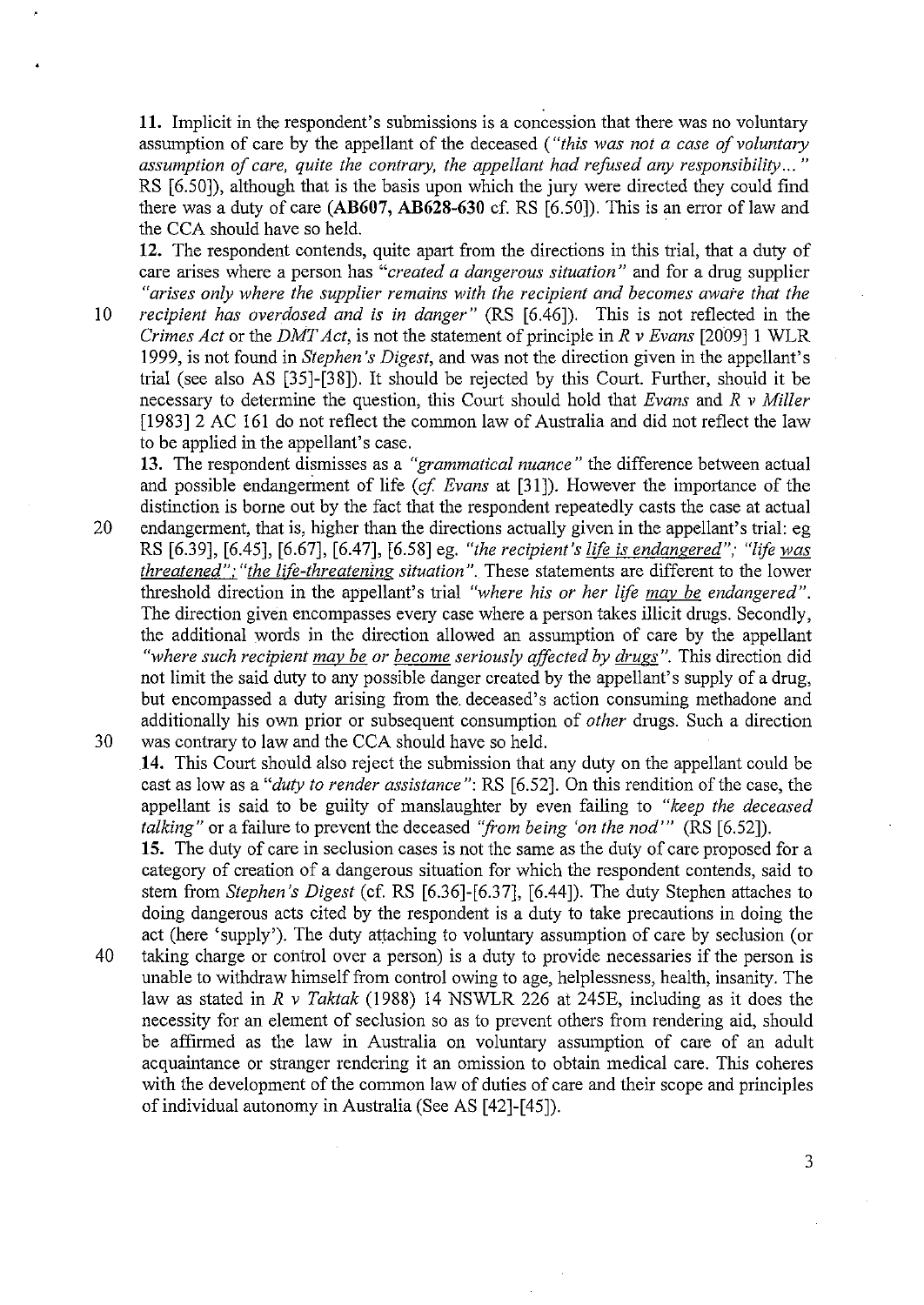**11.** Implicit in the respondent's submissions is a concession that there was no voluntary assumption of care by the appellant of the deceased (*"this was not a case of voluntary assumption of care, quite the contrary, the appellant had refused any responsibility..."* RS [6.50]), although that is the basis upon which the jury were directed they could find there was a duty of care (**AB607, AB628-630** cf. RS [6.50]). This is an error of law and the CCA should have so held.

**12.** The respondent contends, quite apart from the directions in this trial, that a duty of care arises where a person has *"created a dangerous situation"* and for a drug supplier *"arises only where the supplier remains with the recipient and becomes aware that the recipient has overdosed and is in danger"* (RS [6.46]). This is not reflected in the *Crimes Act* or the *DMT Act*, is not the statement of principle in *R v Evans* [2009] 1 WLR 1999, is not found in *Stephen's Digest*, and was not the direction given in the appellant's trial (see also AS [35]-[38]). It should be rejected by this Court. Further, should it be necessary to determine the question, this Court should hold that *Evans* and *R v Miller* [1983] 2 AC 161 do not reflect the common law of Australia and did not reflect the law to be applied in the appellant's case.

**13.** The respondent dismisses as a *"grammatical nuance"* the difference between actual and possible endangerment of life (*cf. Evans* at [31]). However the importance of the distinction is borne out by the fact that the respondent repeatedly casts the case at actual endangerment, that is, higher than the directions actually given in the appellant's trial: eg RS [6.39], [6.45], [6.67], [6.47], [6.58] eg. *"the recipient's life is endangered"; "life was threatened"; "the life-threatening situation"*. These statements are different to the lower threshold direction in the appellant's trial *"where his or her life may be endangered"*. The direction given encompasses every case where a person takes illicit drugs. Secondly, the additional words in the direction allowed an assumption of care by the appellant *"where such recipient may be or become seriously affected by drugs"*. This direction did not limit the said duty to any possible danger created by the appellant's supply of a drug, but encompassed a duty arising from the deceased's action consuming methadone and additionally his own prior or subsequent consumption of *other* drugs. Such a direction was contrary to law and the CCA should have so held.

**14.** This Court should also reject the submission that any duty on the appellant could be cast as low as a *"duty to render assistance"*: RS [6.52]. On this rendition of the case, the appellant is said to be guilty of manslaughter by even failing to *"keep the deceased talking"* or a failure to prevent the deceased *"from being 'on the nod'"* (RS [6.52]).

**15.** The duty of care in seclusion cases is not the same as the duty of care proposed for a category of creation of a dangerous situation for which the respondent contends, said to stem from *Stephen's Digest* (cf. RS [6.36]-[6.37], [6.44]). The duty Stephen attaches to doing dangerous acts cited by the respondent is a duty to take precautions in doing the act (here 'supply'). The duty attaching to voluntary assumption of care by seclusion (or taking charge or control over a person) is a duty to provide necessaries if the person is unable to withdraw himself from control owing to age, helplessness, health, insanity. The law as stated in *R v Taktak* (1988) 14 NSWLR 226 at 245E, including as it does the necessity for an element of seclusion so as to prevent others from rendering aid, should be affirmed as the law in Australia on voluntary assumption of care of an adult acquaintance or stranger rendering it an omission to obtain medical care. This coheres with the development of the common law of duties of care and their scope and principles of individual autonomy in Australia (See AS [42]-[45]).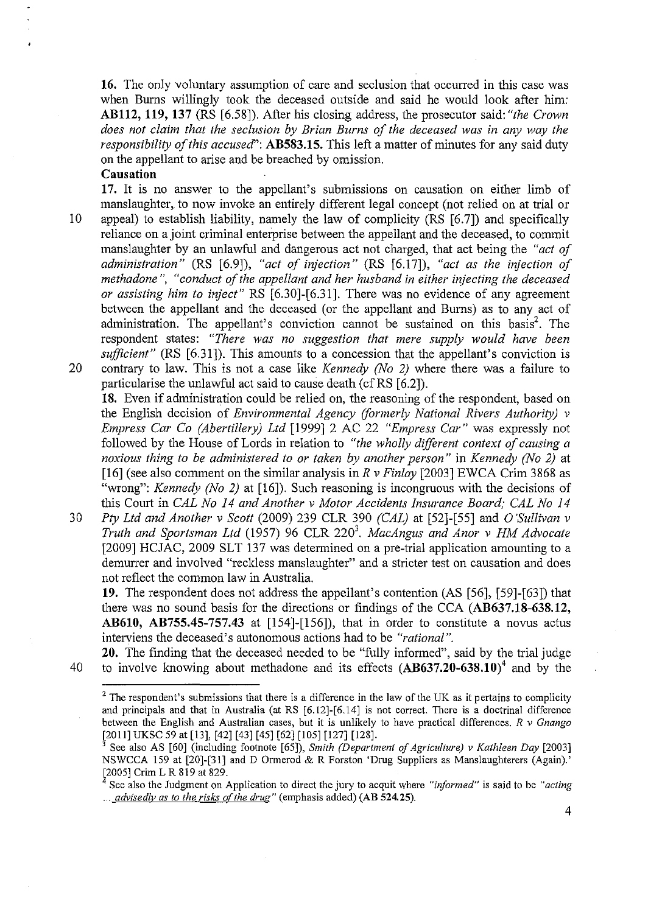**16.** The only voluntary assumption of care and seclusion that occurred in this case was when Burns willingly took the deceased outside and said he would look after him: **AB112, 119, 137** (RS [6.58]). After his closing address, the prosecutor said: *"the Crown does not claim that the seclusion by Brian Burns of the deceased was in any way the responsibility of this accused"*: **AB583.15.** This left a matter of minutes for any said duty on the appellant to arise and be breached by omission.

**Causation**

**17.** It is no answer to the appellant's submissions on causation on either limb of manslaughter, to now invoke an entirely different legal concept (not relied on at trial or appeal) to establish liability, namely the law of complicity (RS [6.7]) and specifically reliance on a joint criminal enterprise between the appellant and the deceased, to commit manslaughter by an unlawful and dangerous act not charged, that act being the *"act of administration"* (RS [6.9]), *"act of injection"* (RS [6.17]), *"act as the injection of methadone"*, *"conduct of the appellant and her husband in either injecting the deceased or assisting him to inject"* RS [6.30]-[6.31]. There was no evidence of any agreement between the appellant and the deceased (or the appellant and Burns) as to any act of administration. The appellant's conviction cannot be sustained on this basis[2]. The respondent states: *"There was no suggestion that mere supply would have been sufficient"* (RS [6.31]). This amounts to a concession that the appellant's conviction is contrary to law. This is not a case like *Kennedy (No 2)* where there was a failure to particularise the unlawful act said to cause death (cf RS [6.2]).

**18.** Even if administration could be relied on, the reasoning of the respondent, based on the English decision of *Environmental Agency (formerly National Rivers Authority) v Empress Car Co (Abertillery) Ltd* [1999] 2 AC 22 *"Empress Car"* was expressly not followed by the House of Lords in relation to *"the wholly different context of causing a noxious thing to be administered to or taken by another person"* in *Kennedy (No 2)* at [16] (see also comment on the similar analysis in *R v Finlay* [2003] EWCA Crim 3868 as "wrong": *Kennedy (No 2)* at [16]). Such reasoning is incongruous with the decisions of this Court in *CAL No 14 and Another v Motor Accidents Insurance Board; CAL No 14 Pty Ltd and Another v Scott* (2009) 239 CLR 390 *(CAL)* at [52]-[55] and *O'Sullivan v Truth and Sportsman Ltd* (1957) 96 CLR 220[3]. *MacAngus and Anor v HM Advocate* [2009] HCJAC, 2009 SLT 137 was determined on a pre-trial application amounting to a demurrer and involved "reckless manslaughter" and a stricter test on causation and does not reflect the common law in Australia.

**19.** The respondent does not address the appellant's contention (AS [56], [59]-[63]) that there was no sound basis for the directions or findings of the CCA (**AB637.18-638.12, AB610, AB755.45-757.43** at [154]-[156]), that in order to constitute a novus actus interviens the deceased's autonomous actions had to be *"rational"*.

**20.** The finding that the deceased needed to be "fully informed", said by the trial judge to involve knowing about methadone and its effects (**AB637.20-638.10**)[4] and by the

---

[2] The respondent's submissions that there is a difference in the law of the UK as it pertains to complicity and principals and that in Australia (at RS [6.12]-[6.14] is not correct. There is a doctrinal difference between the English and Australian cases, but it is unlikely to have practical differences. *R v Gnango* [2011] UKSC 59 at [13], [42] [43] [45] [62] [105] [127] [128].

[3] See also AS [60] (including footnote [65]), *Smith (Department of Agriculture) v Kathleen Day* [2003] NSWCCA 159 at [20]-[31] and D Ormerod & R Forston 'Drug Suppliers as Manslaughterers (Again).' [2005] Crim L R 819 at 829.

[4] See also the Judgment on Application to direct the jury to acquit where *"informed"* is said to be *"acting ... advisedly as to the risks of the drug"* (emphasis added) (**AB 524.25**).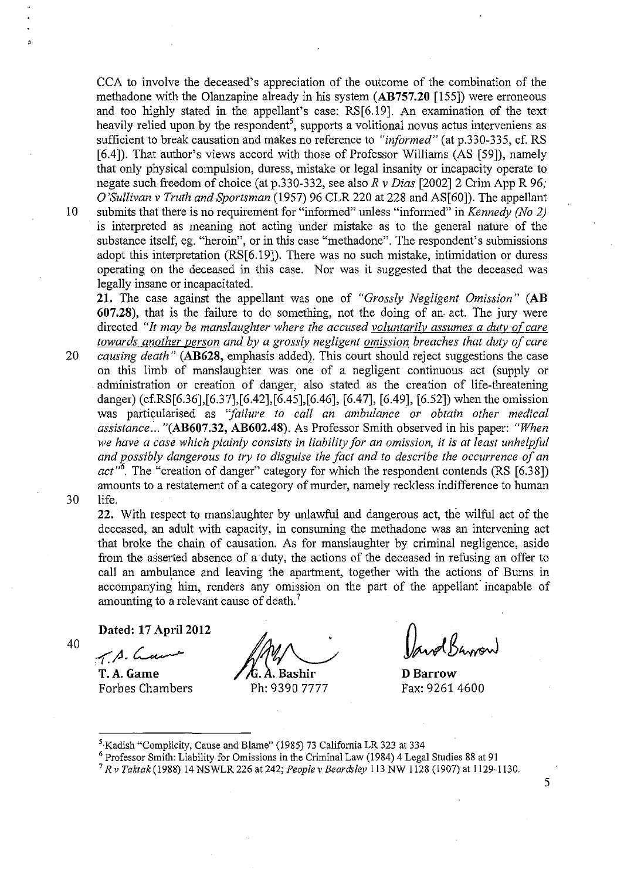CCA to involve the deceased's appreciation of the outcome of the combination of the methadone with the Olanzapine already in his system (**AB757.20** [155]) were erroneous and too highly stated in the appellant's case: RS[6.19]. An examination of the text heavily relied upon by the respondent[5], supports a volitional novus actus interveniens as sufficient to break causation and makes no reference to *"informed"* (at p.330-335, cf. RS [6.4]). That author's views accord with those of Professor Williams (AS [59]), namely that only physical compulsion, duress, mistake or legal insanity or incapacity operate to negate such freedom of choice (at p.330-332, see also *R v Dias* [2002] 2 Crim App R 96; *O'Sullivan v Truth and Sportsman* (1957) 96 CLR 220 at 228 and AS[60]). The appellant submits that there is no requirement for "informed" unless "informed" in *Kennedy (No 2)* is interpreted as meaning not acting under mistake as to the general nature of the substance itself, eg. "heroin", or in this case "methadone". The respondent's submissions adopt this interpretation (RS[6.19]). There was no such mistake, intimidation or duress operating on the deceased in this case. Nor was it suggested that the deceased was legally insane or incapacitated.

**21.** The case against the appellant was one of *"Grossly Negligent Omission"* (**AB 607.28**), that is the failure to do something, not the doing of an act. The jury were directed *"It may be manslaughter where the accused voluntarily assumes a duty of care towards another person and by a grossly negligent omission breaches that duty of care causing death"* (**AB628**, emphasis added). This court should reject suggestions the case on this limb of manslaughter was one of a negligent continuous act (supply or administration or creation of danger, also stated as the creation of life-threatening danger) (cf.RS[6.36],[6.37],[6.42],[6.45],[6.46], [6.47], [6.49], [6.52]) when the omission was particularised as *"failure to call an ambulance or obtain other medical assistance..."*(**AB607.32, AB602.48**). As Professor Smith observed in his paper: *"When we have a case which plainly consists in liability for an omission, it is at least unhelpful and possibly dangerous to try to disguise the fact and to describe the occurrence of an act"*[6]. The "creation of danger" category for which the respondent contends (RS [6.38]) amounts to a restatement of a category of murder, namely reckless indifference to human life.

**22.** With respect to manslaughter by unlawful and dangerous act, the wilful act of the deceased, an adult with capacity, in consuming the methadone was an intervening act that broke the chain of causation. As for manslaughter by criminal negligence, aside from the asserted absence of a duty, the actions of the deceased in refusing an offer to call an ambulance and leaving the apartment, together with the actions of Burns in accompanying him, renders any omission on the part of the appellant incapable of amounting to a relevant cause of death.[7]

**Dated: 17 April 2012**

| | | |
|---|---|---|
| **T. A. Game** | **G. A. Bashir** | **D Barrow** |
| Forbes Chambers | Ph: 9390 7777 | Fax: 9261 4600 |

---

[5] Kadish "Complicity, Cause and Blame" (1985) 73 California LR 323 at 334

[6] Professor Smith: Liability for Omissions in the Criminal Law (1984) 4 Legal Studies 88 at 91

[7] *R v Taktak* (1988) 14 NSWLR 226 at 242; *People v Beardsley* 113 NW 1128 (1907) at 1129-1130.